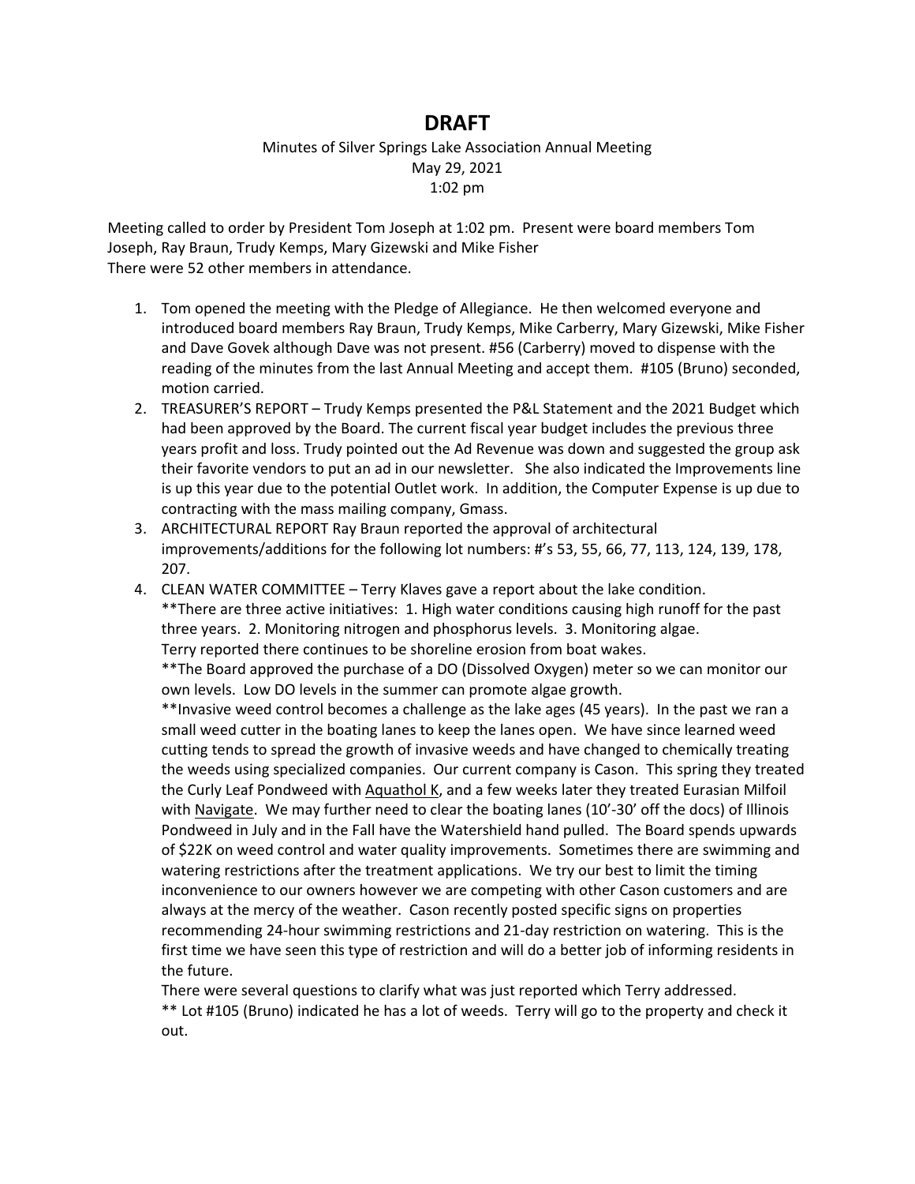# DRAFT

Minutes of Silver Springs Lake Association Annual Meeting
May 29, 2021
1:02 pm

Meeting called to order by President Tom Joseph at 1:02 pm. Present were board members Tom Joseph, Ray Braun, Trudy Kemps, Mary Gizewski and Mike Fisher
There were 52 other members in attendance.

1. Tom opened the meeting with the Pledge of Allegiance. He then welcomed everyone and introduced board members Ray Braun, Trudy Kemps, Mike Carberry, Mary Gizewski, Mike Fisher and Dave Govek although Dave was not present. #56 (Carberry) moved to dispense with the reading of the minutes from the last Annual Meeting and accept them. #105 (Bruno) seconded, motion carried.
2. TREASURER'S REPORT – Trudy Kemps presented the P&L Statement and the 2021 Budget which had been approved by the Board. The current fiscal year budget includes the previous three years profit and loss. Trudy pointed out the Ad Revenue was down and suggested the group ask their favorite vendors to put an ad in our newsletter. She also indicated the Improvements line is up this year due to the potential Outlet work. In addition, the Computer Expense is up due to contracting with the mass mailing company, Gmass.
3. ARCHITECTURAL REPORT Ray Braun reported the approval of architectural improvements/additions for the following lot numbers: #'s 53, 55, 66, 77, 113, 124, 139, 178, 207.
4. CLEAN WATER COMMITTEE – Terry Klaves gave a report about the lake condition.
   **There are three active initiatives: 1. High water conditions causing high runoff for the past three years. 2. Monitoring nitrogen and phosphorus levels. 3. Monitoring algae.
   Terry reported there continues to be shoreline erosion from boat wakes.
   **The Board approved the purchase of a DO (Dissolved Oxygen) meter so we can monitor our own levels. Low DO levels in the summer can promote algae growth.
   **Invasive weed control becomes a challenge as the lake ages (45 years). In the past we ran a small weed cutter in the boating lanes to keep the lanes open. We have since learned weed cutting tends to spread the growth of invasive weeds and have changed to chemically treating the weeds using specialized companies. Our current company is Cason. This spring they treated the Curly Leaf Pondweed with <u>Aquathol K</u>, and a few weeks later they treated Eurasian Milfoil with <u>Navigate</u>. We may further need to clear the boating lanes (10'-30' off the docs) of Illinois Pondweed in July and in the Fall have the Watershield hand pulled. The Board spends upwards of $22K on weed control and water quality improvements. Sometimes there are swimming and watering restrictions after the treatment applications. We try our best to limit the timing inconvenience to our owners however we are competing with other Cason customers and are always at the mercy of the weather. Cason recently posted specific signs on properties recommending 24-hour swimming restrictions and 21-day restriction on watering. This is the first time we have seen this type of restriction and will do a better job of informing residents in the future.
   There were several questions to clarify what was just reported which Terry addressed.
   ** Lot #105 (Bruno) indicated he has a lot of weeds. Terry will go to the property and check it out.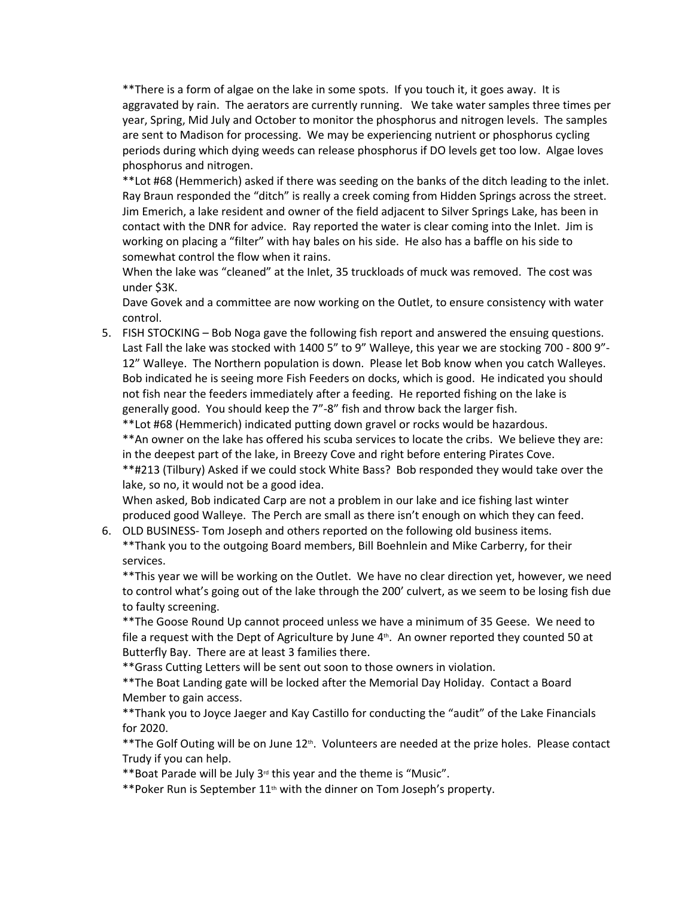**There is a form of algae on the lake in some spots. If you touch it, it goes away. It is aggravated by rain. The aerators are currently running. We take water samples three times per year, Spring, Mid July and October to monitor the phosphorus and nitrogen levels. The samples are sent to Madison for processing. We may be experiencing nutrient or phosphorus cycling periods during which dying weeds can release phosphorus if DO levels get too low. Algae loves phosphorus and nitrogen.

**Lot #68 (Hemmerich) asked if there was seeding on the banks of the ditch leading to the inlet. Ray Braun responded the "ditch" is really a creek coming from Hidden Springs across the street. Jim Emerich, a lake resident and owner of the field adjacent to Silver Springs Lake, has been in contact with the DNR for advice. Ray reported the water is clear coming into the Inlet. Jim is working on placing a "filter" with hay bales on his side. He also has a baffle on his side to somewhat control the flow when it rains.

When the lake was "cleaned" at the Inlet, 35 truckloads of muck was removed. The cost was under $3K.

Dave Govek and a committee are now working on the Outlet, to ensure consistency with water control.

5. FISH STOCKING – Bob Noga gave the following fish report and answered the ensuing questions. Last Fall the lake was stocked with 1400 5" to 9" Walleye, this year we are stocking 700 - 800 9"-12" Walleye. The Northern population is down. Please let Bob know when you catch Walleyes. Bob indicated he is seeing more Fish Feeders on docks, which is good. He indicated you should not fish near the feeders immediately after a feeding. He reported fishing on the lake is generally good. You should keep the 7"-8" fish and throw back the larger fish.

   **Lot #68 (Hemmerich) indicated putting down gravel or rocks would be hazardous.

   **An owner on the lake has offered his scuba services to locate the cribs. We believe they are: in the deepest part of the lake, in Breezy Cove and right before entering Pirates Cove.

   **#213 (Tilbury) Asked if we could stock White Bass? Bob responded they would take over the lake, so no, it would not be a good idea.

   When asked, Bob indicated Carp are not a problem in our lake and ice fishing last winter produced good Walleye. The Perch are small as there isn't enough on which they can feed.

6. OLD BUSINESS- Tom Joseph and others reported on the following old business items.

   **Thank you to the outgoing Board members, Bill Boehnlein and Mike Carberry, for their services.

   **This year we will be working on the Outlet. We have no clear direction yet, however, we need to control what's going out of the lake through the 200' culvert, as we seem to be losing fish due to faulty screening.

   **The Goose Round Up cannot proceed unless we have a minimum of 35 Geese. We need to file a request with the Dept of Agriculture by June 4th. An owner reported they counted 50 at Butterfly Bay. There are at least 3 families there.

   **Grass Cutting Letters will be sent out soon to those owners in violation.

   **The Boat Landing gate will be locked after the Memorial Day Holiday. Contact a Board Member to gain access.

   **Thank you to Joyce Jaeger and Kay Castillo for conducting the "audit" of the Lake Financials for 2020.

   **The Golf Outing will be on June 12th. Volunteers are needed at the prize holes. Please contact Trudy if you can help.

   **Boat Parade will be July 3rd this year and the theme is "Music".

   **Poker Run is September 11th with the dinner on Tom Joseph's property.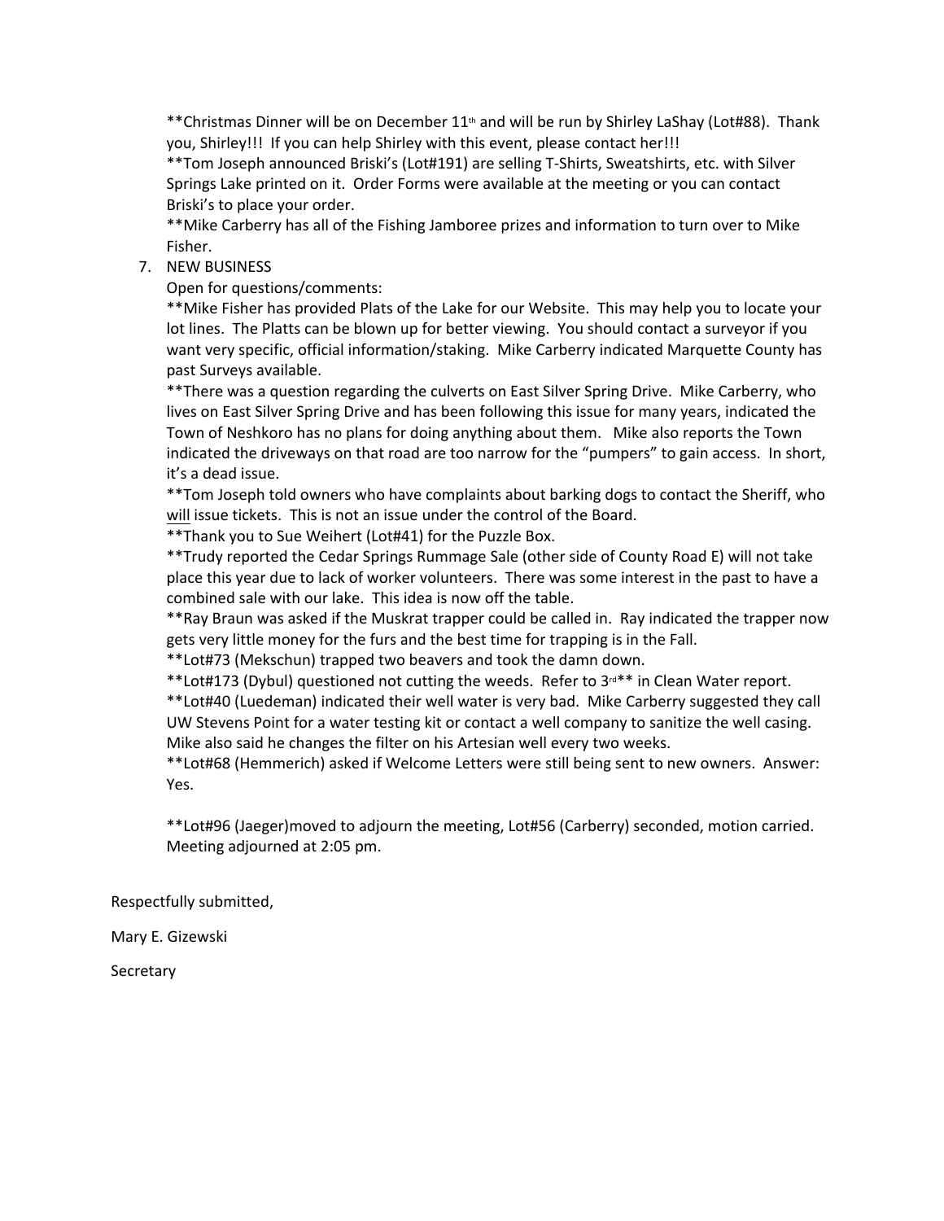**Christmas Dinner will be on December 11th and will be run by Shirley LaShay (Lot#88). Thank you, Shirley!!! If you can help Shirley with this event, please contact her!!!

**Tom Joseph announced Briski's (Lot#191) are selling T-Shirts, Sweatshirts, etc. with Silver Springs Lake printed on it. Order Forms were available at the meeting or you can contact Briski's to place your order.

**Mike Carberry has all of the Fishing Jamboree prizes and information to turn over to Mike Fisher.

7. NEW BUSINESS

   Open for questions/comments:

   **Mike Fisher has provided Plats of the Lake for our Website. This may help you to locate your lot lines. The Platts can be blown up for better viewing. You should contact a surveyor if you want very specific, official information/staking. Mike Carberry indicated Marquette County has past Surveys available.

   **There was a question regarding the culverts on East Silver Spring Drive. Mike Carberry, who lives on East Silver Spring Drive and has been following this issue for many years, indicated the Town of Neshkoro has no plans for doing anything about them. Mike also reports the Town indicated the driveways on that road are too narrow for the "pumpers" to gain access. In short, it's a dead issue.

   **Tom Joseph told owners who have complaints about barking dogs to contact the Sheriff, who will issue tickets. This is not an issue under the control of the Board.

   **Thank you to Sue Weihert (Lot#41) for the Puzzle Box.

   **Trudy reported the Cedar Springs Rummage Sale (other side of County Road E) will not take place this year due to lack of worker volunteers. There was some interest in the past to have a combined sale with our lake. This idea is now off the table.

   **Ray Braun was asked if the Muskrat trapper could be called in. Ray indicated the trapper now gets very little money for the furs and the best time for trapping is in the Fall.

   **Lot#73 (Mekschun) trapped two beavers and took the damn down.

   **Lot#173 (Dybul) questioned not cutting the weeds. Refer to 3rd** in Clean Water report.

   **Lot#40 (Luedeman) indicated their well water is very bad. Mike Carberry suggested they call UW Stevens Point for a water testing kit or contact a well company to sanitize the well casing. Mike also said he changes the filter on his Artesian well every two weeks.

   **Lot#68 (Hemmerich) asked if Welcome Letters were still being sent to new owners. Answer: Yes.

   **Lot#96 (Jaeger)moved to adjourn the meeting, Lot#56 (Carberry) seconded, motion carried. Meeting adjourned at 2:05 pm.

Respectfully submitted,

Mary E. Gizewski

Secretary